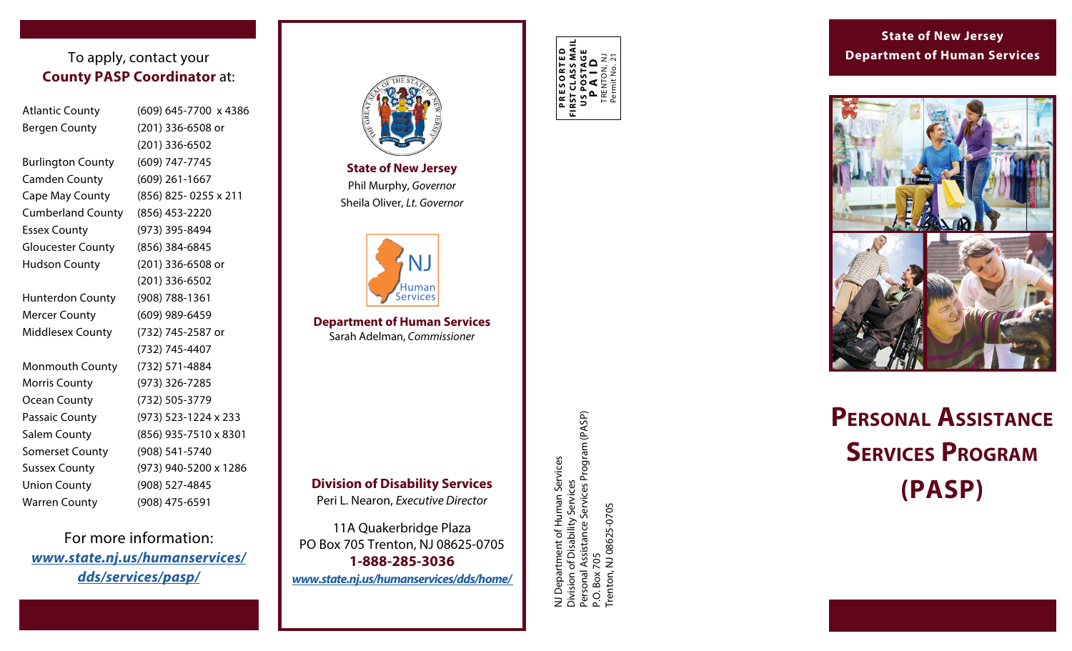To apply, contact your **County PASP Coordinator** at:

| County | Phone |
|---|---|
| Atlantic County | (609) 645-7700 x 4386 |
| Bergen County | (201) 336-6508 or (201) 336-6502 |
| Burlington County | (609) 747-7745 |
| Camden County | (609) 261-1667 |
| Cape May County | (856) 825- 0255 x 211 |
| Cumberland County | (856) 453-2220 |
| Essex County | (973) 395-8494 |
| Gloucester County | (856) 384-6845 |
| Hudson County | (201) 336-6508 or (201) 336-6502 |
| Hunterdon County | (908) 788-1361 |
| Mercer County | (609) 989-6459 |
| Middlesex County | (732) 745-2587 or (732) 745-4407 |
| Monmouth County | (732) 571-4884 |
| Morris County | (973) 326-7285 |
| Ocean County | (732) 505-3779 |
| Passaic County | (973) 523-1224 x 233 |
| Salem County | (856) 935-7510 x 8301 |
| Somerset County | (908) 541-5740 |
| Sussex County | (973) 940-5200 x 1286 |
| Union County | (908) 527-4845 |
| Warren County | (908) 475-6591 |

For more information:
**www.state.nj.us/humanservices/dds/services/pasp/**

**State of New Jersey**
Phil Murphy, *Governor*
Sheila Oliver, *Lt. Governor*

NJ Human Services

**Department of Human Services**
Sarah Adelman, *Commissioner*

**Division of Disability Services**
Peri L. Nearon, *Executive Director*

11A Quakerbridge Plaza
PO Box 705 Trenton, NJ 08625-0705
**1-888-285-3036**
**www.state.nj.us/humanservices/dds/home/**

PRESORTED
FIRST CLASS MAIL
US POSTAGE
PAID
TRENTON, NJ
Permit No. 21

NJ Department of Human Services
Division of Disability Services
Personal Assistance Services Program (PASP)
P.O. Box 705
Trenton, NJ 08625-0705

**State of New Jersey**
**Department of Human Services**

# Personal Assistance Services Program (PASP)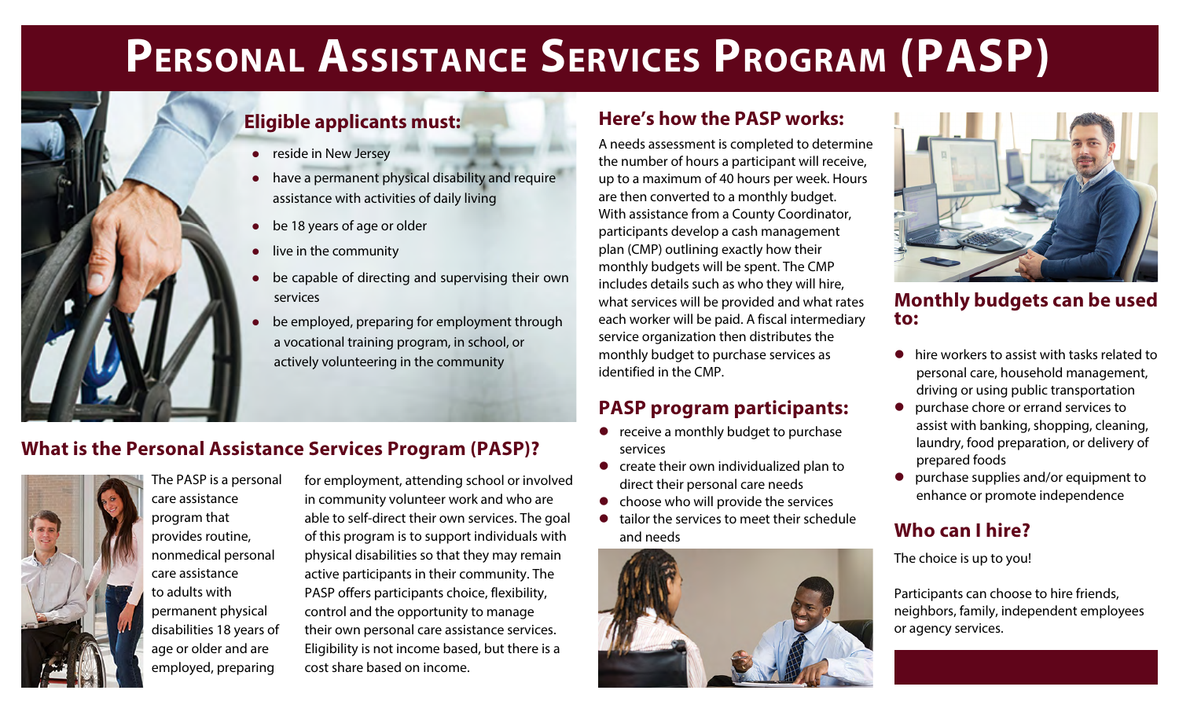# Personal Assistance Services Program (PASP)

## Eligible applicants must:

- reside in New Jersey
- have a permanent physical disability and require assistance with activities of daily living
- be 18 years of age or older
- live in the community
- be capable of directing and supervising their own services
- be employed, preparing for employment through a vocational training program, in school, or actively volunteering in the community

## What is the Personal Assistance Services Program (PASP)?

The PASP is a personal care assistance program that provides routine, nonmedical personal care assistance to adults with permanent physical disabilities 18 years of age or older and are employed, preparing for employment, attending school or involved in community volunteer work and who are able to self-direct their own services. The goal of this program is to support individuals with physical disabilities so that they may remain active participants in their community. The PASP offers participants choice, flexibility, control and the opportunity to manage their own personal care assistance services. Eligibility is not income based, but there is a cost share based on income.

## Here's how the PASP works:

A needs assessment is completed to determine the number of hours a participant will receive, up to a maximum of 40 hours per week. Hours are then converted to a monthly budget. With assistance from a County Coordinator, participants develop a cash management plan (CMP) outlining exactly how their monthly budgets will be spent. The CMP includes details such as who they will hire, what services will be provided and what rates each worker will be paid. A fiscal intermediary service organization then distributes the monthly budget to purchase services as identified in the CMP.

## PASP program participants:

- receive a monthly budget to purchase services
- create their own individualized plan to direct their personal care needs
- choose who will provide the services
- tailor the services to meet their schedule and needs

## Monthly budgets can be used to:

- hire workers to assist with tasks related to personal care, household management, driving or using public transportation
- purchase chore or errand services to assist with banking, shopping, cleaning, laundry, food preparation, or delivery of prepared foods
- purchase supplies and/or equipment to enhance or promote independence

## Who can I hire?

The choice is up to you!

Participants can choose to hire friends, neighbors, family, independent employees or agency services.